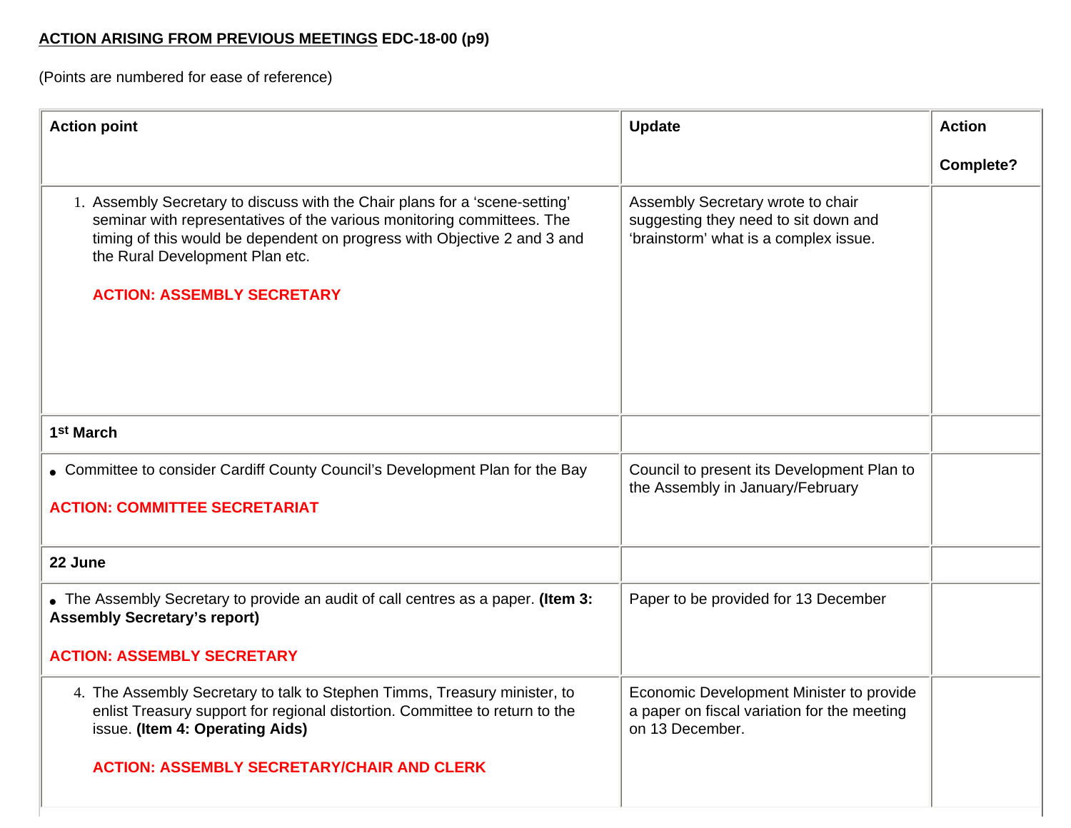**<u>ACTION ARISING FROM PREVIOUS MEETINGS</u> EDC-18-00 (p9)**

(Points are numbered for ease of reference)

| Action point | Update | Action Complete? |
|---|---|---|
| 1. Assembly Secretary to discuss with the Chair plans for a 'scene-setting' seminar with representatives of the various monitoring committees. The timing of this would be dependent on progress with Objective 2 and 3 and the Rural Development Plan etc. **ACTION: ASSEMBLY SECRETARY** | Assembly Secretary wrote to chair suggesting they need to sit down and 'brainstorm' what is a complex issue. | |
| **1st March** | | |
| • Committee to consider Cardiff County Council's Development Plan for the Bay **ACTION: COMMITTEE SECRETARIAT** | Council to present its Development Plan to the Assembly in January/February | |
| **22 June** | | |
| • The Assembly Secretary to provide an audit of call centres as a paper. **(Item 3: Assembly Secretary's report)** **ACTION: ASSEMBLY SECRETARY** | Paper to be provided for 13 December | |
| 4. The Assembly Secretary to talk to Stephen Timms, Treasury minister, to enlist Treasury support for regional distortion. Committee to return to the issue. **(Item 4: Operating Aids)** **ACTION: ASSEMBLY SECRETARY/CHAIR AND CLERK** | Economic Development Minister to provide a paper on fiscal variation for the meeting on 13 December. | |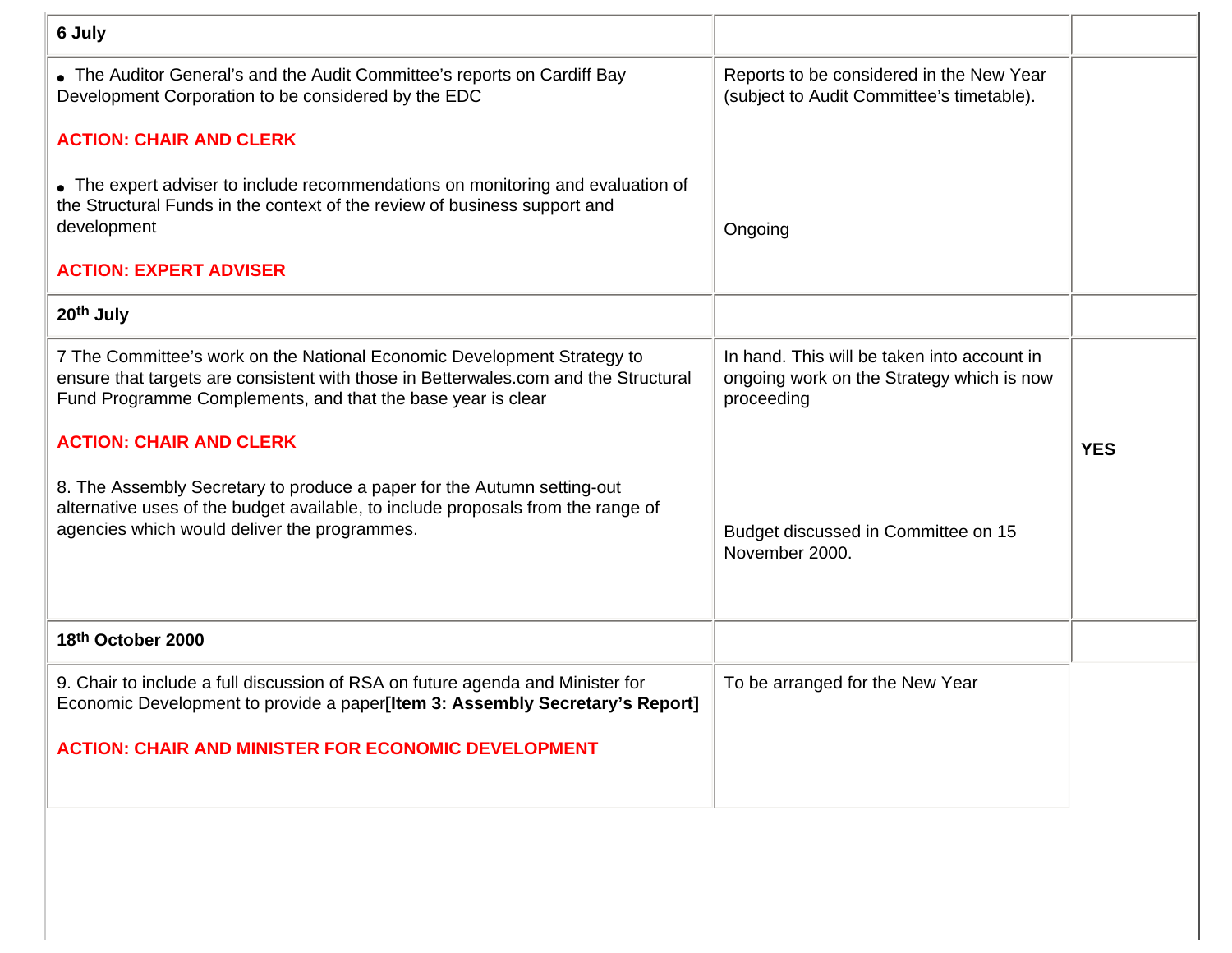| 6 July | | |
|---|---|---|
| • The Auditor General's and the Audit Committee's reports on Cardiff Bay Development Corporation to be considered by the EDC<br><br>**ACTION: CHAIR AND CLERK**<br><br>• The expert adviser to include recommendations on monitoring and evaluation of the Structural Funds in the context of the review of business support and development<br><br>**ACTION: EXPERT ADVISER** | Reports to be considered in the New Year (subject to Audit Committee's timetable).<br><br>Ongoing | |
| **20th July** | | |
| 7 The Committee's work on the National Economic Development Strategy to ensure that targets are consistent with those in Betterwales.com and the Structural Fund Programme Complements, and that the base year is clear<br><br>**ACTION: CHAIR AND CLERK**<br><br>8. The Assembly Secretary to produce a paper for the Autumn setting-out alternative uses of the budget available, to include proposals from the range of agencies which would deliver the programmes. | In hand. This will be taken into account in ongoing work on the Strategy which is now proceeding<br><br>Budget discussed in Committee on 15 November 2000. | **YES** |
| **18th October 2000** | | |
| 9. Chair to include a full discussion of RSA on future agenda and Minister for Economic Development to provide a paper**[Item 3: Assembly Secretary's Report]**<br><br>**ACTION: CHAIR AND MINISTER FOR ECONOMIC DEVELOPMENT** | To be arranged for the New Year | |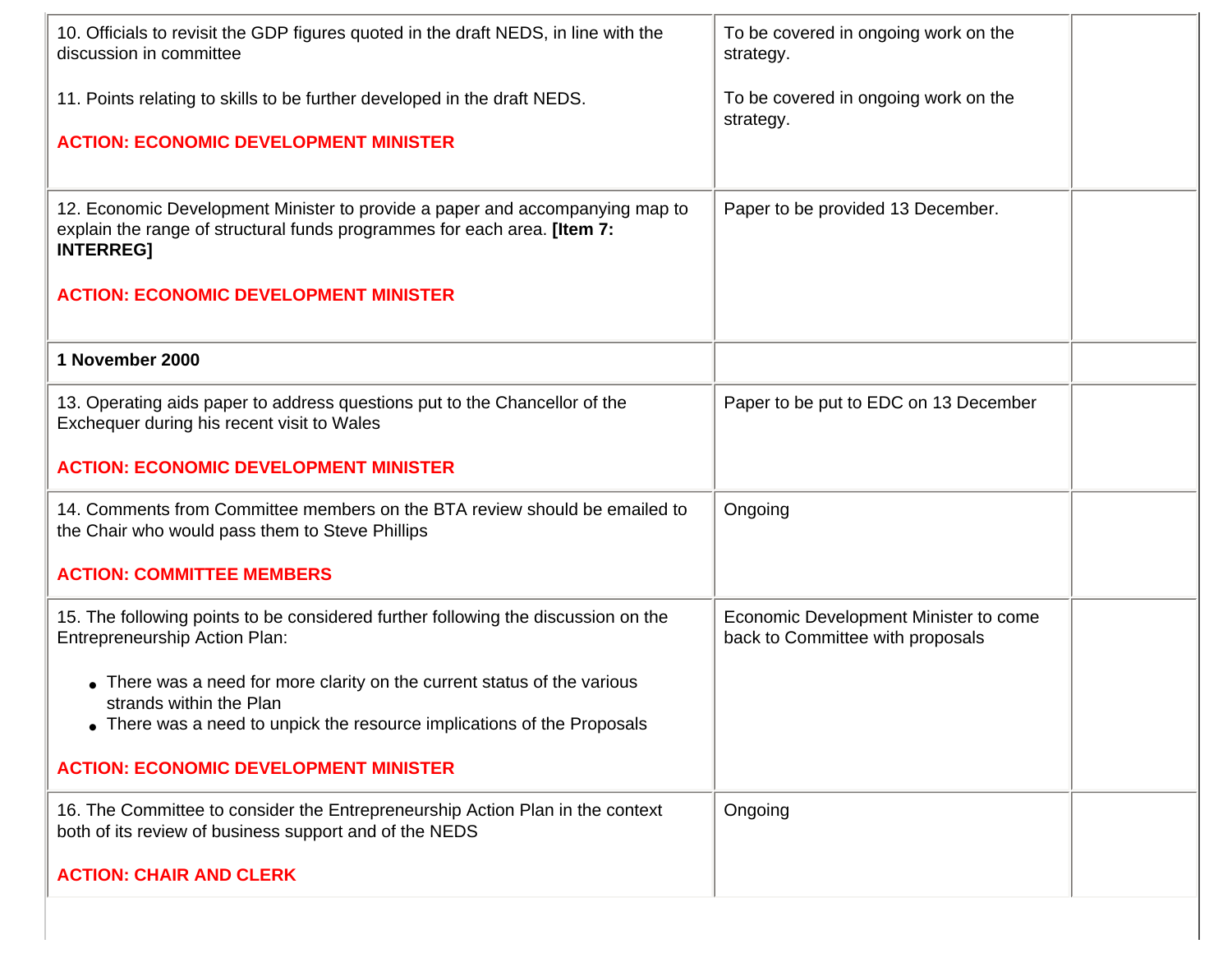| | | |
|---|---|---|
| 10. Officials to revisit the GDP figures quoted in the draft NEDS, in line with the discussion in committee<br><br>11. Points relating to skills to be further developed in the draft NEDS.<br><br>**ACTION: ECONOMIC DEVELOPMENT MINISTER** | To be covered in ongoing work on the strategy.<br><br>To be covered in ongoing work on the strategy. | |
| 12. Economic Development Minister to provide a paper and accompanying map to explain the range of structural funds programmes for each area. **[Item 7: INTERREG]**<br><br>**ACTION: ECONOMIC DEVELOPMENT MINISTER** | Paper to be provided 13 December. | |
| **1 November 2000** | | |
| 13. Operating aids paper to address questions put to the Chancellor of the Exchequer during his recent visit to Wales<br><br>**ACTION: ECONOMIC DEVELOPMENT MINISTER** | Paper to be put to EDC on 13 December | |
| 14. Comments from Committee members on the BTA review should be emailed to the Chair who would pass them to Steve Phillips<br><br>**ACTION: COMMITTEE MEMBERS** | Ongoing | |
| 15. The following points to be considered further following the discussion on the Entrepreneurship Action Plan:<br><br>• There was a need for more clarity on the current status of the various strands within the Plan<br>• There was a need to unpick the resource implications of the Proposals<br><br>**ACTION: ECONOMIC DEVELOPMENT MINISTER** | Economic Development Minister to come back to Committee with proposals | |
| 16. The Committee to consider the Entrepreneurship Action Plan in the context both of its review of business support and of the NEDS<br><br>**ACTION: CHAIR AND CLERK** | Ongoing | |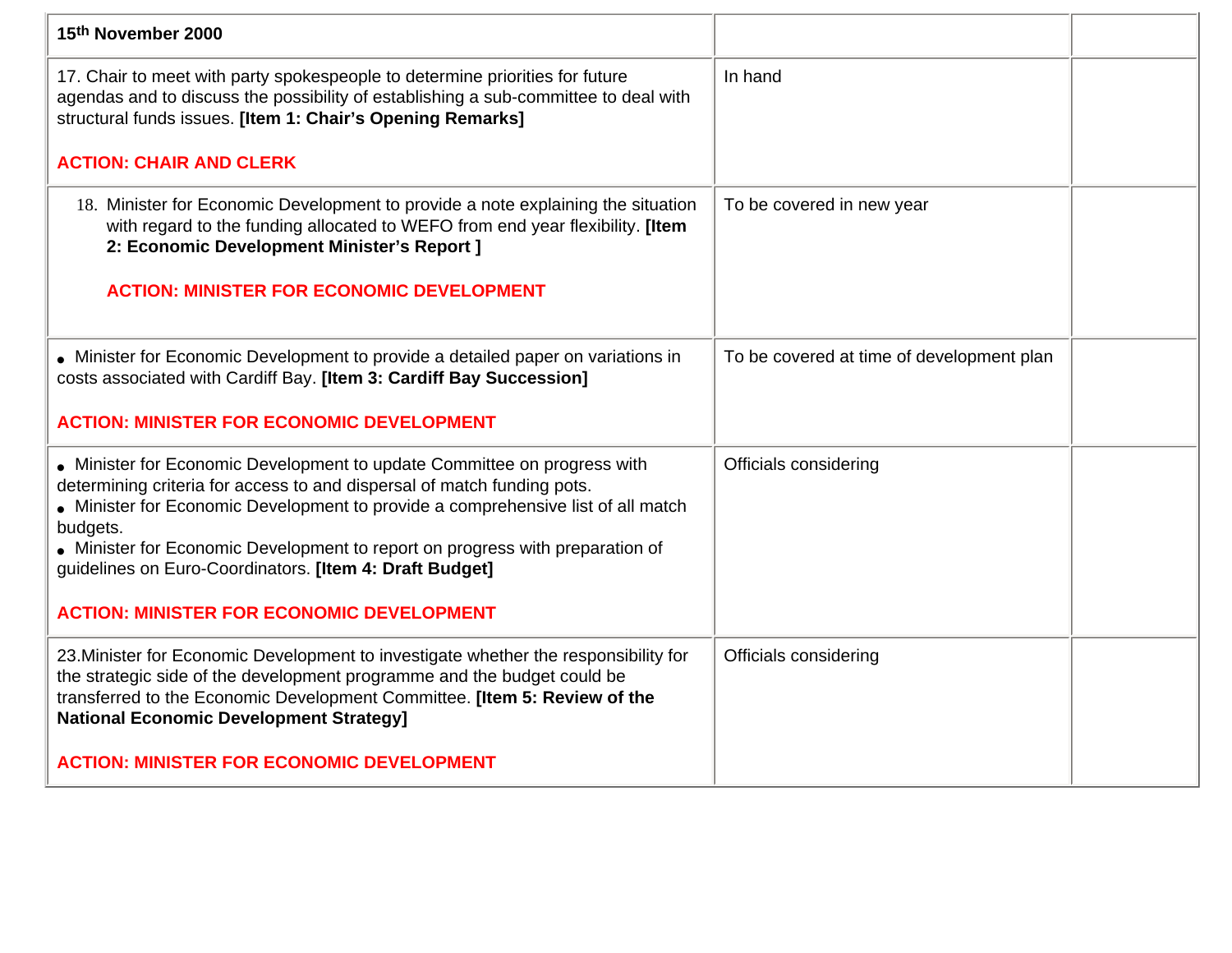| | | |
|---|---|---|
| **15th November 2000** | | |
| 17. Chair to meet with party spokespeople to determine priorities for future agendas and to discuss the possibility of establishing a sub-committee to deal with structural funds issues. **[Item 1: Chair's Opening Remarks]**<br><br>**ACTION: CHAIR AND CLERK** | In hand | |
| 18. Minister for Economic Development to provide a note explaining the situation with regard to the funding allocated to WEFO from end year flexibility. **[Item 2: Economic Development Minister's Report ]**<br><br>**ACTION: MINISTER FOR ECONOMIC DEVELOPMENT** | To be covered in new year | |
| • Minister for Economic Development to provide a detailed paper on variations in costs associated with Cardiff Bay. **[Item 3: Cardiff Bay Succession]**<br><br>**ACTION: MINISTER FOR ECONOMIC DEVELOPMENT** | To be covered at time of development plan | |
| • Minister for Economic Development to update Committee on progress with determining criteria for access to and dispersal of match funding pots.<br>• Minister for Economic Development to provide a comprehensive list of all match budgets.<br>• Minister for Economic Development to report on progress with preparation of guidelines on Euro-Coordinators. **[Item 4: Draft Budget]**<br><br>**ACTION: MINISTER FOR ECONOMIC DEVELOPMENT** | Officials considering | |
| 23.Minister for Economic Development to investigate whether the responsibility for the strategic side of the development programme and the budget could be transferred to the Economic Development Committee. **[Item 5: Review of the National Economic Development Strategy]**<br><br>**ACTION: MINISTER FOR ECONOMIC DEVELOPMENT** | Officials considering | |